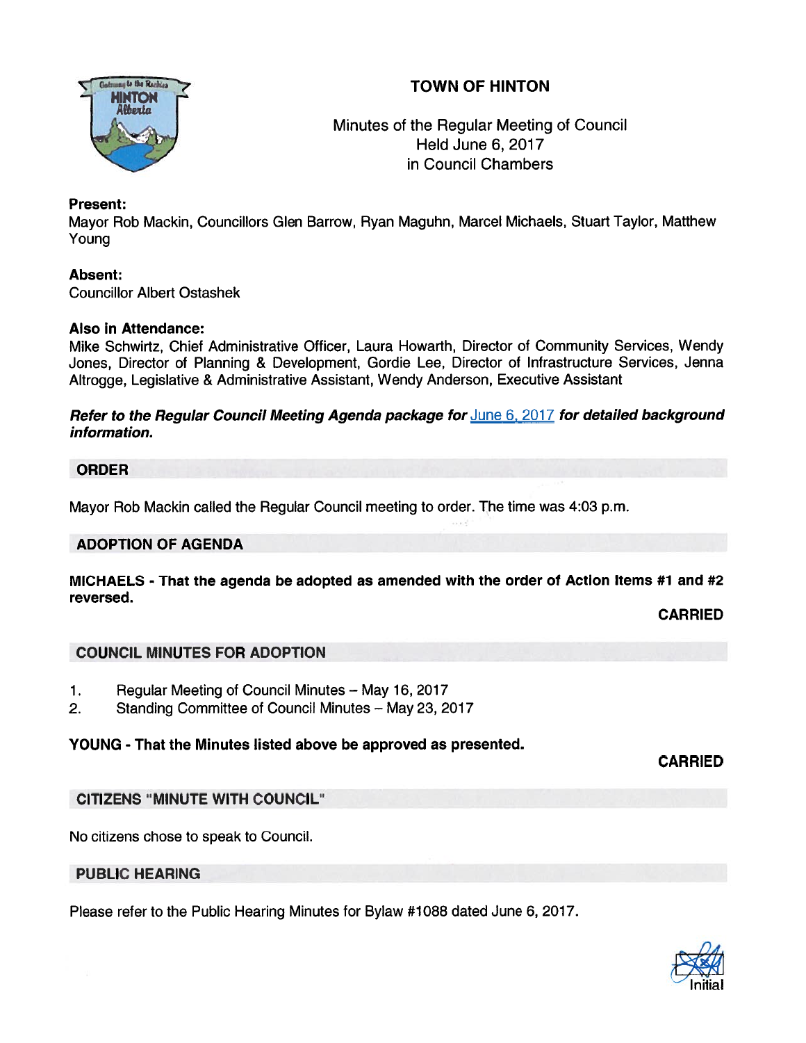# TOWN OF HINTON

Minutes of the Regular Meeting of Council
Held June 6, 2017
in Council Chambers

**Present:**
Mayor Rob Mackin, Councillors Glen Barrow, Ryan Maguhn, Marcel Michaels, Stuart Taylor, Matthew Young

**Absent:**
Councillor Albert Ostashek

**Also in Attendance:**
Mike Schwirtz, Chief Administrative Officer, Laura Howarth, Director of Community Services, Wendy Jones, Director of Planning & Development, Gordie Lee, Director of Infrastructure Services, Jenna Altrogge, Legislative & Administrative Assistant, Wendy Anderson, Executive Assistant

***Refer to the Regular Council Meeting Agenda package for* June 6, 2017 *for detailed background information.***

## ORDER

Mayor Rob Mackin called the Regular Council meeting to order. The time was 4:03 p.m.

## ADOPTION OF AGENDA

**MICHAELS - That the agenda be adopted as amended with the order of Action Items #1 and #2 reversed.**

**CARRIED**

## COUNCIL MINUTES FOR ADOPTION

1. Regular Meeting of Council Minutes – May 16, 2017
2. Standing Committee of Council Minutes – May 23, 2017

**YOUNG - That the Minutes listed above be approved as presented.**

**CARRIED**

## CITIZENS "MINUTE WITH COUNCIL"

No citizens chose to speak to Council.

## PUBLIC HEARING

Please refer to the Public Hearing Minutes for Bylaw #1088 dated June 6, 2017.

Initial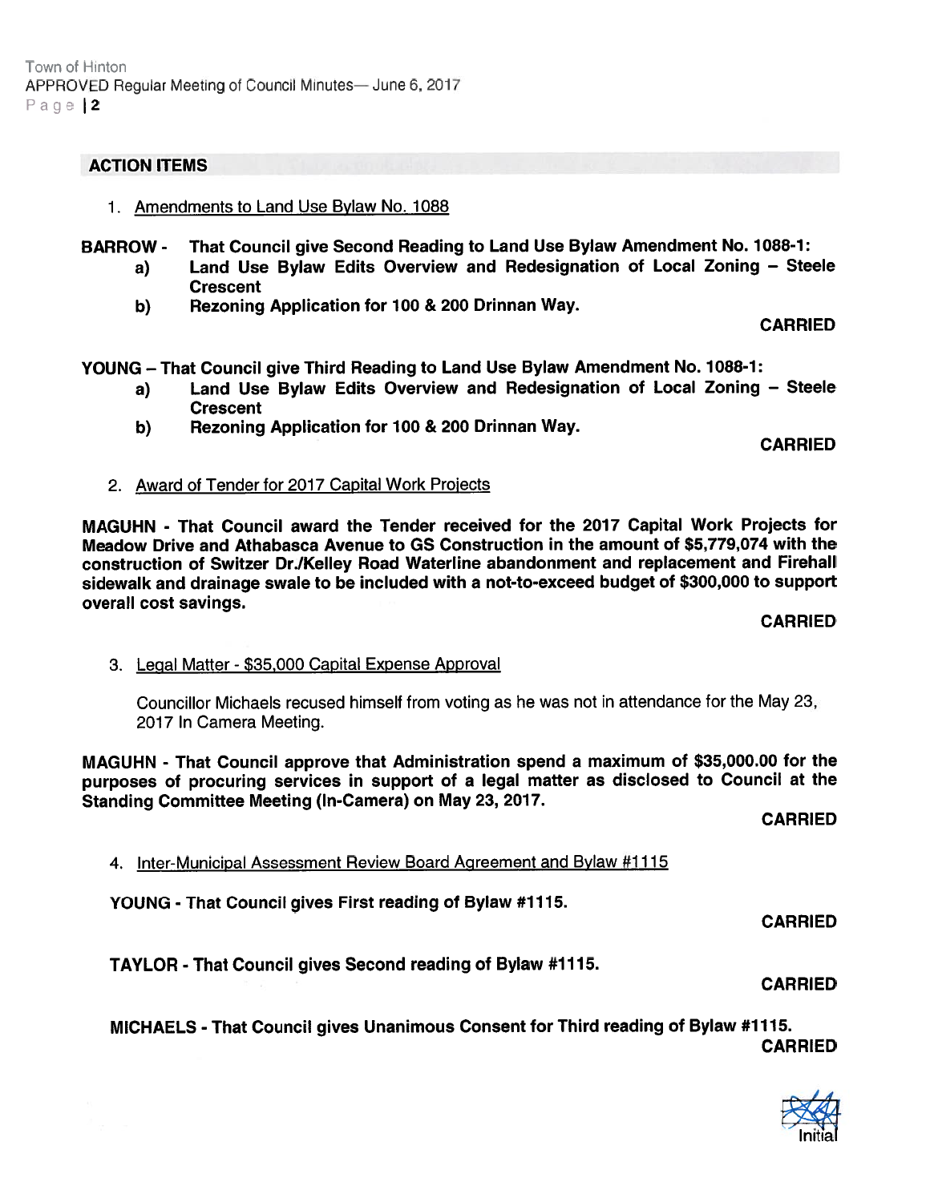## ACTION ITEMS

1. Amendments to Land Use Bylaw No. 1088

**BARROW - That Council give Second Reading to Land Use Bylaw Amendment No. 1088-1:**
   **a) Land Use Bylaw Edits Overview and Redesignation of Local Zoning – Steele Crescent**
   **b) Rezoning Application for 100 & 200 Drinnan Way.**

**CARRIED**

**YOUNG – That Council give Third Reading to Land Use Bylaw Amendment No. 1088-1:**
   **a) Land Use Bylaw Edits Overview and Redesignation of Local Zoning – Steele Crescent**
   **b) Rezoning Application for 100 & 200 Drinnan Way.**

**CARRIED**

2. Award of Tender for 2017 Capital Work Projects

**MAGUHN - That Council award the Tender received for the 2017 Capital Work Projects for Meadow Drive and Athabasca Avenue to GS Construction in the amount of $5,779,074 with the construction of Switzer Dr./Kelley Road Waterline abandonment and replacement and Firehall sidewalk and drainage swale to be included with a not-to-exceed budget of $300,000 to support overall cost savings.**

**CARRIED**

3. Legal Matter - $35,000 Capital Expense Approval

   Councillor Michaels recused himself from voting as he was not in attendance for the May 23, 2017 In Camera Meeting.

**MAGUHN - That Council approve that Administration spend a maximum of $35,000.00 for the purposes of procuring services in support of a legal matter as disclosed to Council at the Standing Committee Meeting (In-Camera) on May 23, 2017.**

**CARRIED**

4. Inter-Municipal Assessment Review Board Agreement and Bylaw #1115

   **YOUNG - That Council gives First reading of Bylaw #1115.**

**CARRIED**

   **TAYLOR - That Council gives Second reading of Bylaw #1115.**

**CARRIED**

   **MICHAELS - That Council gives Unanimous Consent for Third reading of Bylaw #1115.**

**CARRIED**

Initial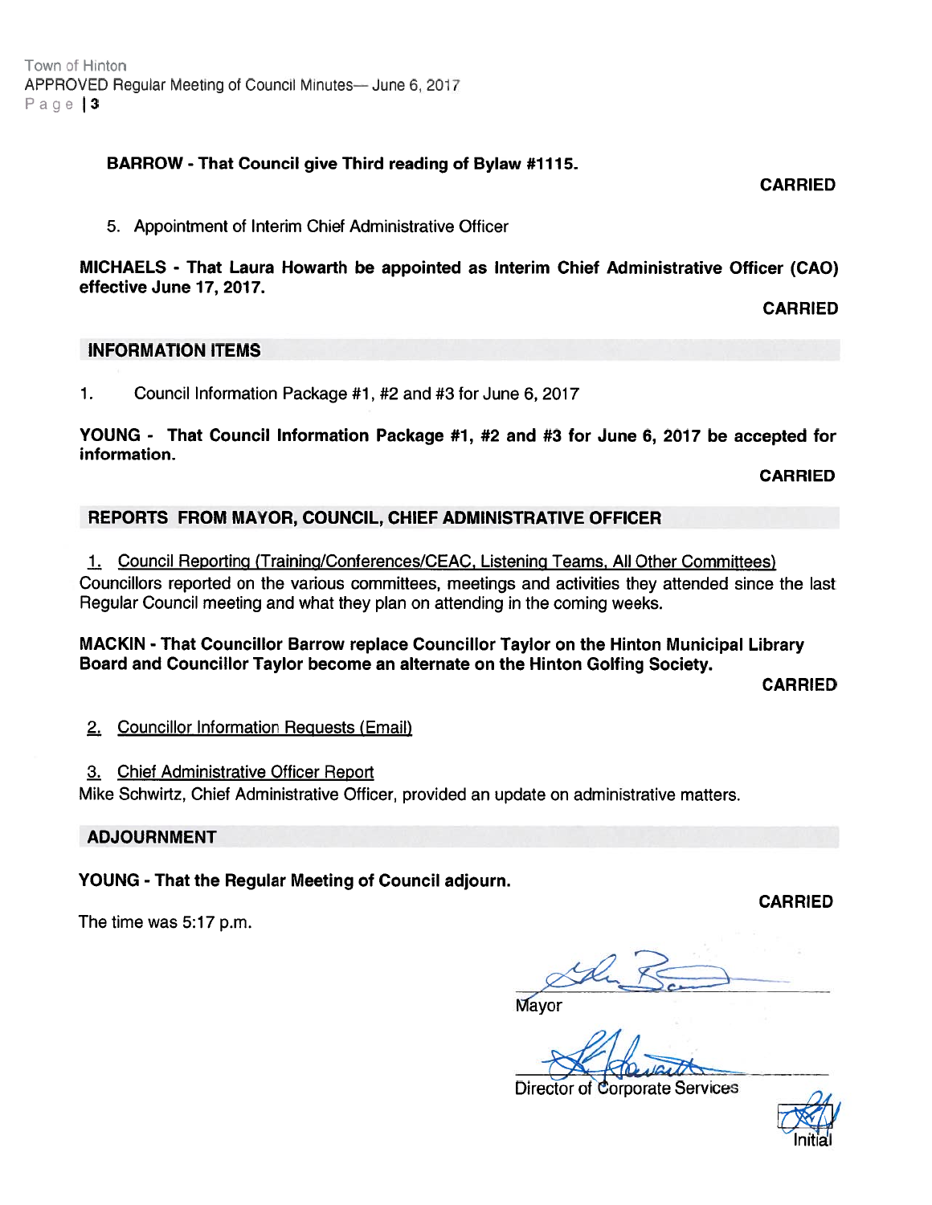**BARROW - That Council give Third reading of Bylaw #1115.**

**CARRIED**

5. Appointment of Interim Chief Administrative Officer

**MICHAELS - That Laura Howarth be appointed as Interim Chief Administrative Officer (CAO) effective June 17, 2017.**

**CARRIED**

## INFORMATION ITEMS

1. Council Information Package #1, #2 and #3 for June 6, 2017

**YOUNG - That Council Information Package #1, #2 and #3 for June 6, 2017 be accepted for information.**

**CARRIED**

## REPORTS FROM MAYOR, COUNCIL, CHIEF ADMINISTRATIVE OFFICER

1. Council Reporting (Training/Conferences/CEAC, Listening Teams, All Other Committees)

Councillors reported on the various committees, meetings and activities they attended since the last Regular Council meeting and what they plan on attending in the coming weeks.

**MACKIN - That Councillor Barrow replace Councillor Taylor on the Hinton Municipal Library Board and Councillor Taylor become an alternate on the Hinton Golfing Society.**

**CARRIED**

2. Councillor Information Requests (Email)

3. Chief Administrative Officer Report

Mike Schwirtz, Chief Administrative Officer, provided an update on administrative matters.

## ADJOURNMENT

**YOUNG - That the Regular Meeting of Council adjourn.**

**CARRIED**

The time was 5:17 p.m.

Mayor

Director of Corporate Services

Initial